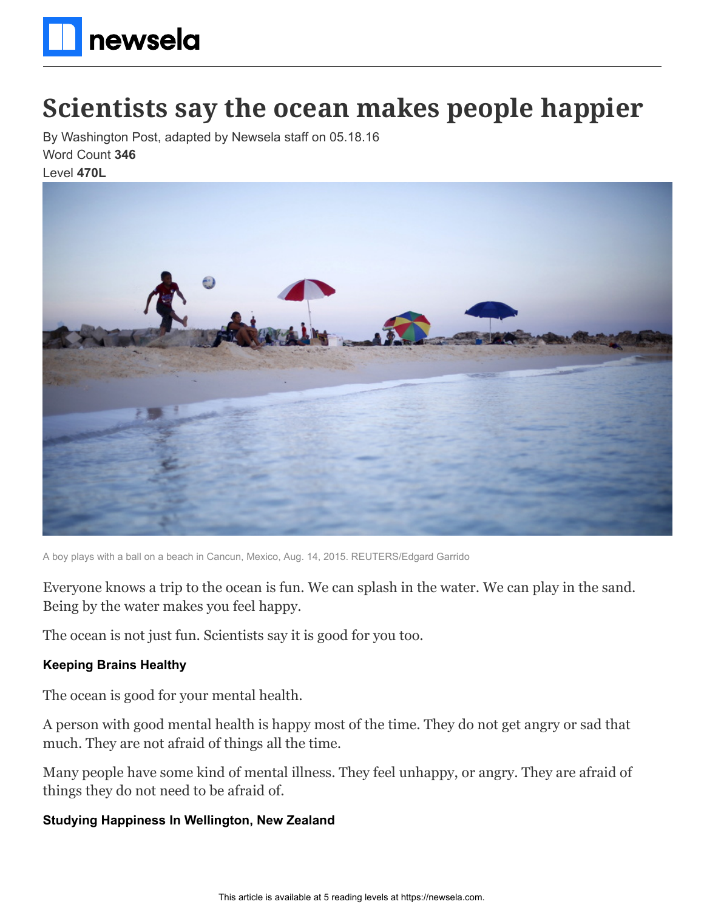# Scientists say the ocean makes people happier

By Washington Post, adapted by Newsela staff on 05.18.16

Word Count **346**

Level **470L**

A boy plays with a ball on a beach in Cancun, Mexico, Aug. 14, 2015. REUTERS/Edgard Garrido

Everyone knows a trip to the ocean is fun. We can splash in the water. We can play in the sand. Being by the water makes you feel happy.

The ocean is not just fun. Scientists say it is good for you too.

**Keeping Brains Healthy**

The ocean is good for your mental health.

A person with good mental health is happy most of the time. They do not get angry or sad that much. They are not afraid of things all the time.

Many people have some kind of mental illness. They feel unhappy, or angry. They are afraid of things they do not need to be afraid of.

**Studying Happiness In Wellington, New Zealand**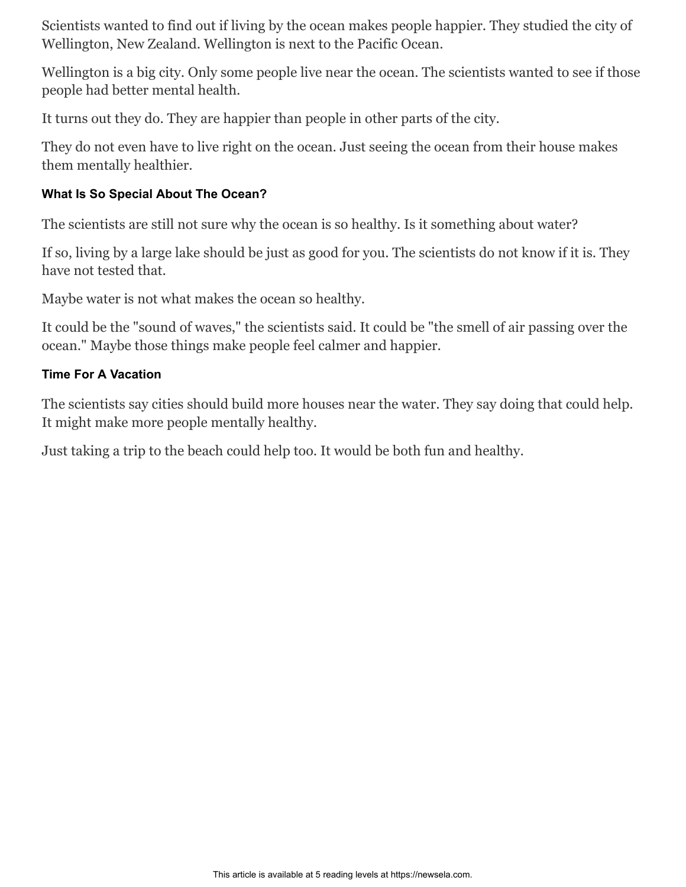Scientists wanted to find out if living by the ocean makes people happier. They studied the city of Wellington, New Zealand. Wellington is next to the Pacific Ocean.

Wellington is a big city. Only some people live near the ocean. The scientists wanted to see if those people had better mental health.

It turns out they do. They are happier than people in other parts of the city.

They do not even have to live right on the ocean. Just seeing the ocean from their house makes them mentally healthier.

#### What Is So Special About The Ocean?

The scientists are still not sure why the ocean is so healthy. Is it something about water?

If so, living by a large lake should be just as good for you. The scientists do not know if it is. They have not tested that.

Maybe water is not what makes the ocean so healthy.

It could be the "sound of waves," the scientists said. It could be "the smell of air passing over the ocean." Maybe those things make people feel calmer and happier.

#### Time For A Vacation

The scientists say cities should build more houses near the water. They say doing that could help. It might make more people mentally healthy.

Just taking a trip to the beach could help too. It would be both fun and healthy.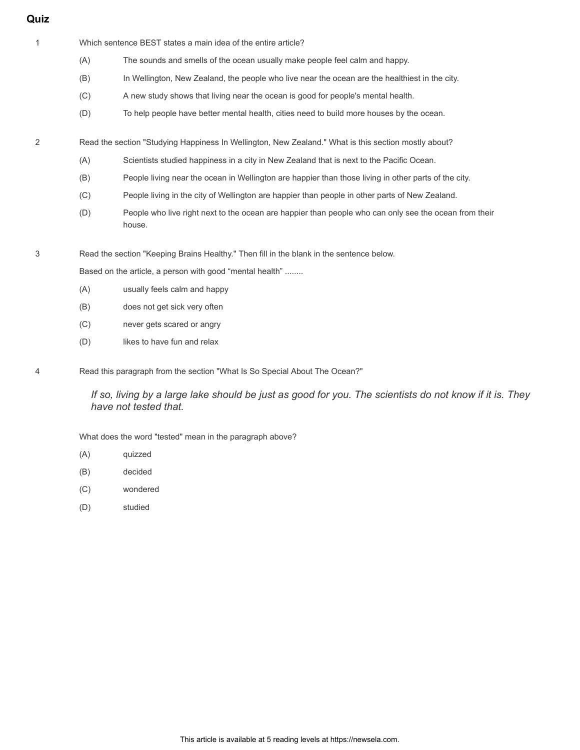## Quiz

1. Which sentence BEST states a main idea of the entire article?

   (A) The sounds and smells of the ocean usually make people feel calm and happy.

   (B) In Wellington, New Zealand, the people who live near the ocean are the healthiest in the city.

   (C) A new study shows that living near the ocean is good for people's mental health.

   (D) To help people have better mental health, cities need to build more houses by the ocean.

2. Read the section "Studying Happiness In Wellington, New Zealand." What is this section mostly about?

   (A) Scientists studied happiness in a city in New Zealand that is next to the Pacific Ocean.

   (B) People living near the ocean in Wellington are happier than those living in other parts of the city.

   (C) People living in the city of Wellington are happier than people in other parts of New Zealand.

   (D) People who live right next to the ocean are happier than people who can only see the ocean from their house.

3. Read the section "Keeping Brains Healthy." Then fill in the blank in the sentence below.

   Based on the article, a person with good “mental health” ........

   (A) usually feels calm and happy

   (B) does not get sick very often

   (C) never gets scared or angry

   (D) likes to have fun and relax

4. Read this paragraph from the section "What Is So Special About The Ocean?"

   > *If so, living by a large lake should be just as good for you. The scientists do not know if it is. They have not tested that.*

   What does the word "tested" mean in the paragraph above?

   (A) quizzed

   (B) decided

   (C) wondered

   (D) studied